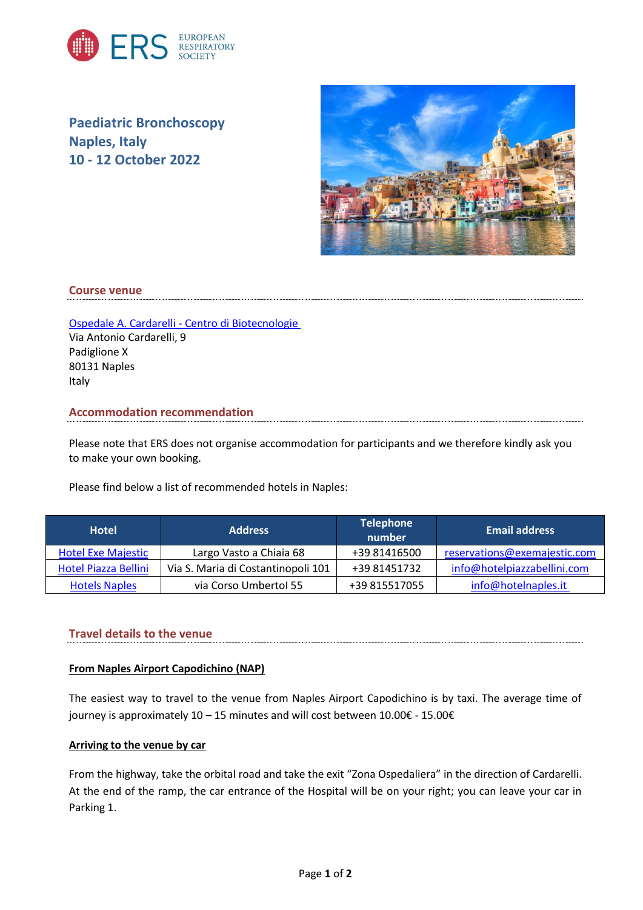# Paediatric Bronchoscopy
# Naples, Italy
# 10 - 12 October 2022

## Course venue

Ospedale A. Cardarelli - Centro di Biotecnologie
Via Antonio Cardarelli, 9
Padiglione X
80131 Naples
Italy

## Accommodation recommendation

Please note that ERS does not organise accommodation for participants and we therefore kindly ask you to make your own booking.

Please find below a list of recommended hotels in Naples:

| Hotel | Address | Telephone number | Email address |
| --- | --- | --- | --- |
| Hotel Exe Majestic | Largo Vasto a Chiaia 68 | +39 81416500 | reservations@exemajestic.com |
| Hotel Piazza Bellini | Via S. Maria di Costantinopoli 101 | +39 81451732 | info@hotelpiazzabellini.com |
| Hotels Naples | via Corso Umbertol 55 | +39 815517055 | info@hotelnaples.it |

## Travel details to the venue

**From Naples Airport Capodichino (NAP)**

The easiest way to travel to the venue from Naples Airport Capodichino is by taxi. The average time of journey is approximately 10 – 15 minutes and will cost between 10.00€ - 15.00€

**Arriving to the venue by car**

From the highway, take the orbital road and take the exit "Zona Ospedaliera" in the direction of Cardarelli. At the end of the ramp, the car entrance of the Hospital will be on your right; you can leave your car in Parking 1.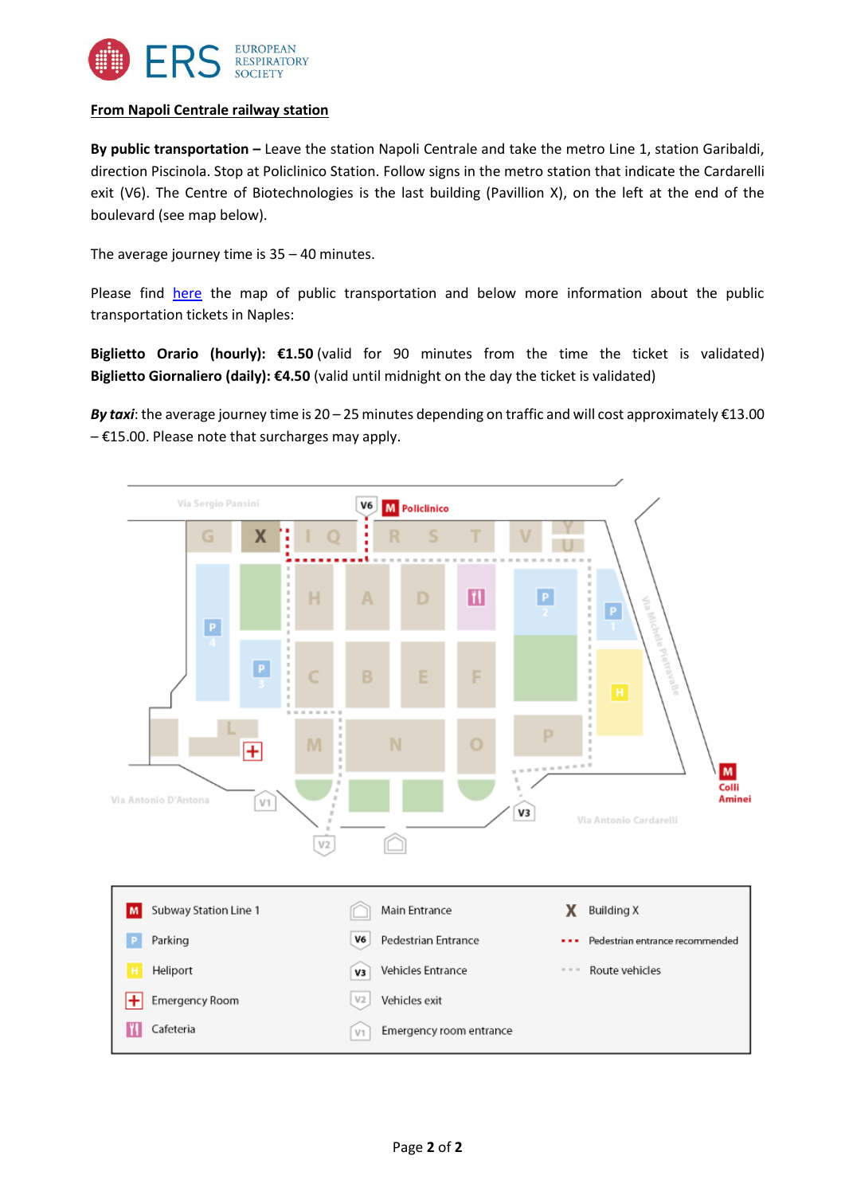**From Napoli Centrale railway station**

**By public transportation –** Leave the station Napoli Centrale and take the metro Line 1, station Garibaldi, direction Piscinola. Stop at Policlinico Station. Follow signs in the metro station that indicate the Cardarelli exit (V6). The Centre of Biotechnologies is the last building (Pavillion X), on the left at the end of the boulevard (see map below).

The average journey time is 35 – 40 minutes.

Please find here the map of public transportation and below more information about the public transportation tickets in Naples:

**Biglietto Orario (hourly): €1.50** (valid for 90 minutes from the time the ticket is validated)
**Biglietto Giornaliero (daily): €4.50** (valid until midnight on the day the ticket is validated)

***By taxi***: the average journey time is 20 – 25 minutes depending on traffic and will cost approximately €13.00 – €15.00. Please note that surcharges may apply.

Via Sergio Pansini
V6
M Policlinico
G X I Q R S T V Y U
H A D
C B E F
L M N O P
P 4
P 3
P 2
P 1
H
Via Michele Pietravalle
M Colli Aminei
Via Antonio D'Antona
V1
V2
V3
Via Antonio Cardarelli

| | | | | | |
|---|---|---|---|---|---|
| M | Subway Station Line 1 | | Main Entrance | X | Building X |
| P | Parking | V6 | Pedestrian Entrance | ▪▪▪ | Pedestrian entrance recommended |
| H | Heliport | V3 | Vehicles Entrance | ▪▪▪ | Route vehicles |
| + | Emergency Room | V2 | Vehicles exit | | |
| | Cafeteria | V1 | Emergency room entrance | | |